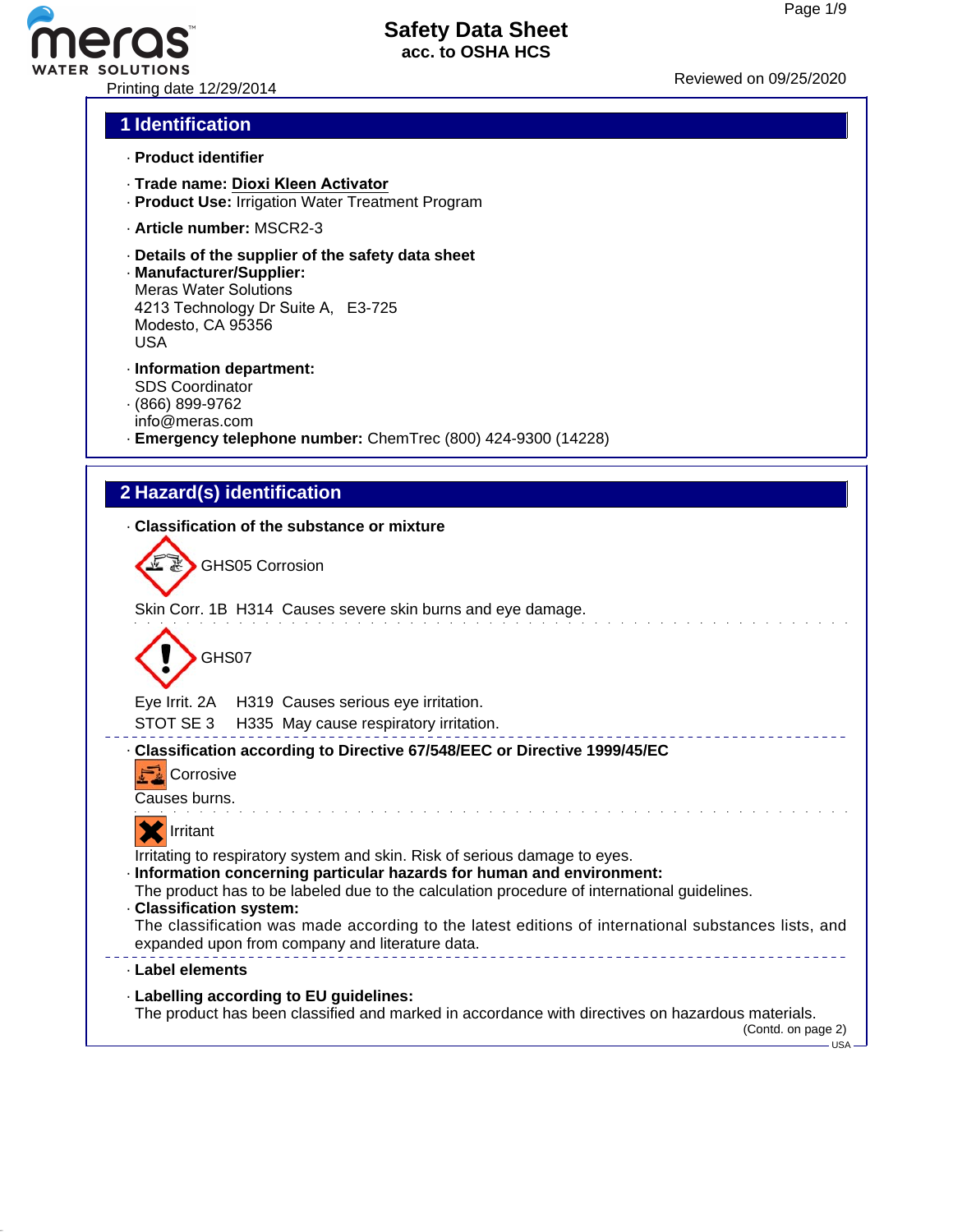# Safety Data Sheet
## acc. to OSHA HCS

Printing date 12/29/2014

Reviewed on 09/25/2020

## 1 Identification

· **Product identifier**

· **Trade name:** **Dioxi Kleen Activator**
· **Product Use:** Irrigation Water Treatment Program

· **Article number:** MSCR2-3

· **Details of the supplier of the safety data sheet**
· **Manufacturer/Supplier:**
Meras Water Solutions
4213 Technology Dr Suite A, E3-725
Modesto, CA 95356
USA

· **Information department:**
SDS Coordinator
· (866) 899-9762
info@meras.com
· **Emergency telephone number:** ChemTrec (800) 424-9300 (14228)

## 2 Hazard(s) identification

· **Classification of the substance or mixture**

GHS05 Corrosion

Skin Corr. 1B H314 Causes severe skin burns and eye damage.

GHS07

Eye Irrit. 2A H319 Causes serious eye irritation.
STOT SE 3 H335 May cause respiratory irritation.

· **Classification according to Directive 67/548/EEC or Directive 1999/45/EC**

Corrosive

Causes burns.

Irritant

Irritating to respiratory system and skin. Risk of serious damage to eyes.
· **Information concerning particular hazards for human and environment:**
The product has to be labeled due to the calculation procedure of international guidelines.
· **Classification system:**
The classification was made according to the latest editions of international substances lists, and expanded upon from company and literature data.

· **Label elements**

· **Labelling according to EU guidelines:**
The product has been classified and marked in accordance with directives on hazardous materials.

(Contd. on page 2)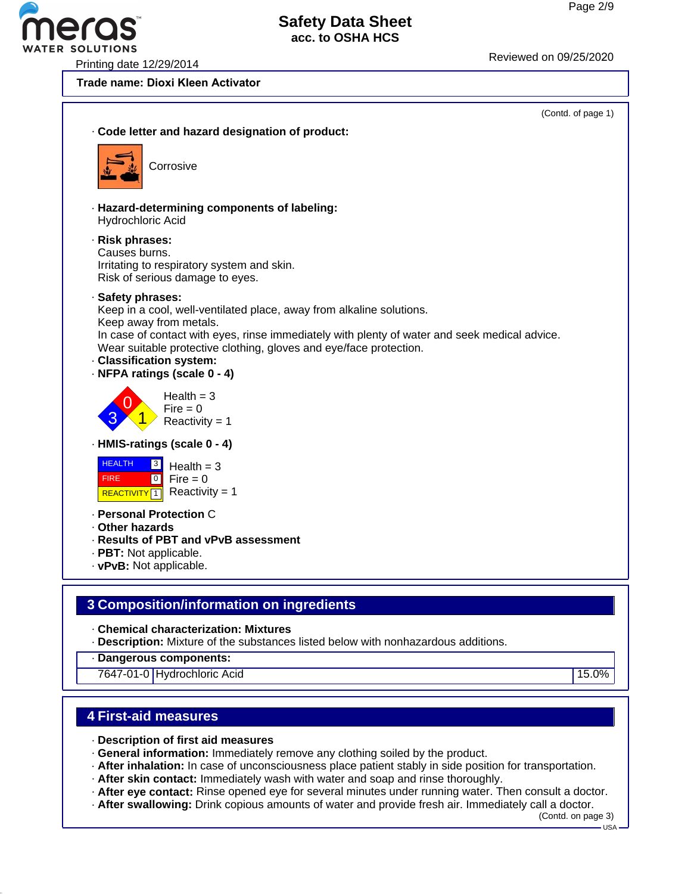**Trade name: Diox Kleen Activator**

(Contd. of page 1)

· **Code letter and hazard designation of product:**

Corrosive

· **Hazard-determining components of labeling:**
Hydrochloric Acid

· **Risk phrases:**
Causes burns.
Irritating to respiratory system and skin.
Risk of serious damage to eyes.

· **Safety phrases:**
Keep in a cool, well-ventilated place, away from alkaline solutions.
Keep away from metals.
In case of contact with eyes, rinse immediately with plenty of water and seek medical advice.
Wear suitable protective clothing, gloves and eye/face protection.

· **Classification system:**

· **NFPA ratings (scale 0 - 4)**

Health = 3
Fire = 0
Reactivity = 1

· **HMIS-ratings (scale 0 - 4)**

| HEALTH | 3 |
|---|---|
| FIRE | 0 |
| REACTIVITY | 1 |

Health = 3
Fire = 0
Reactivity = 1

· **Personal Protection** C

· **Other hazards**

· **Results of PBT and vPvB assessment**

· **PBT:** Not applicable.

· **vPvB:** Not applicable.

## 3 Composition/information on ingredients

· **Chemical characterization: Mixtures**

· **Description:** Mixture of the substances listed below with nonhazardous additions.

| · Dangerous components: | | |
|---|---|---|
| 7647-01-0 | Hydrochloric Acid | 15.0% |

## 4 First-aid measures

· **Description of first aid measures**

· **General information:** Immediately remove any clothing soiled by the product.

· **After inhalation:** In case of unconsciousness place patient stably in side position for transportation.

· **After skin contact:** Immediately wash with water and soap and rinse thoroughly.

· **After eye contact:** Rinse opened eye for several minutes under running water. Then consult a doctor.

· **After swallowing:** Drink copious amounts of water and provide fresh air. Immediately call a doctor.

(Contd. on page 3)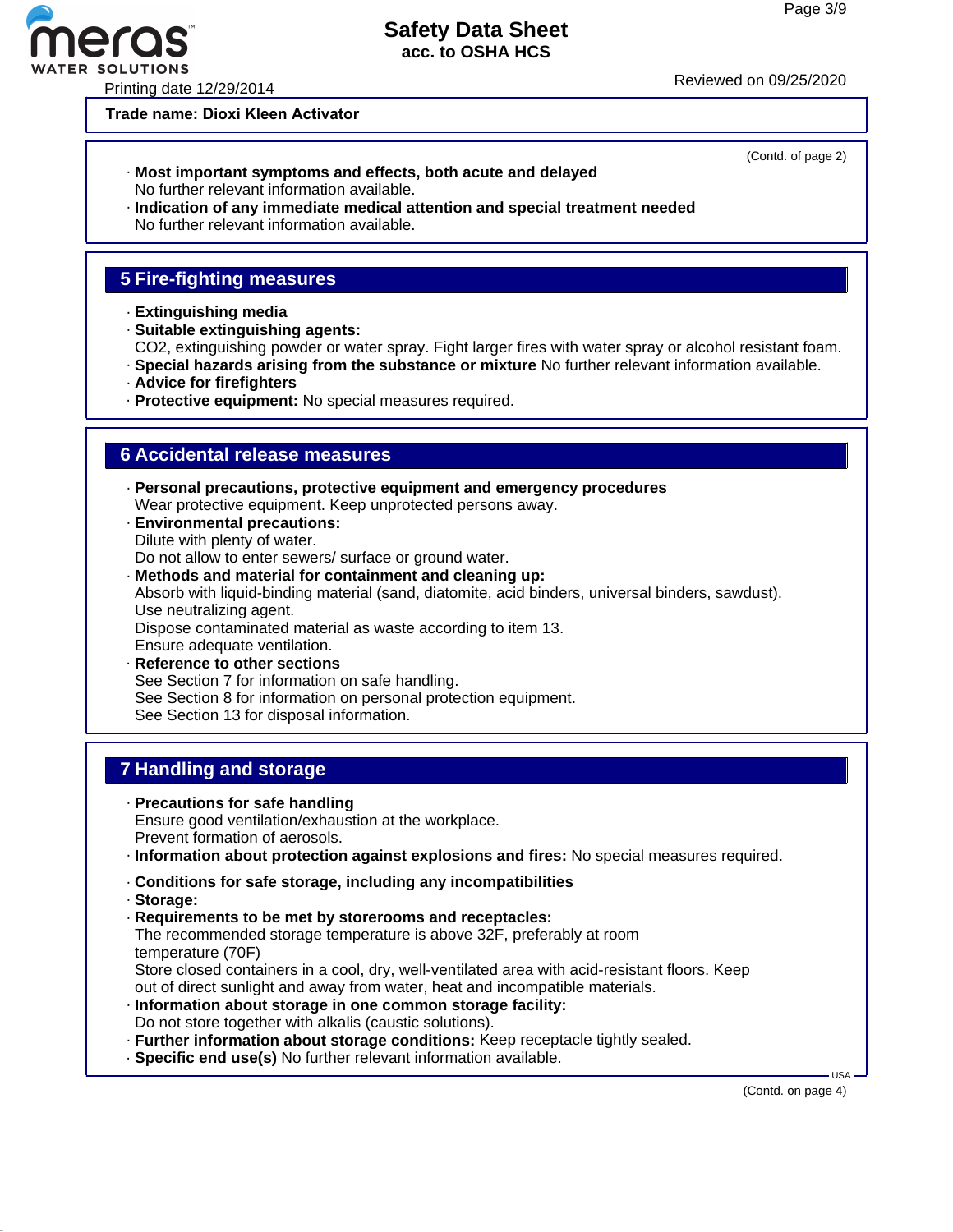**Trade name: Dioxi Kleen Activator**

(Contd. of page 2)

- **Most important symptoms and effects, both acute and delayed**
  No further relevant information available.
- **Indication of any immediate medical attention and special treatment needed**
  No further relevant information available.

## 5 Fire-fighting measures

- **Extinguishing media**
- **Suitable extinguishing agents:**
  $CO_2$, extinguishing powder or water spray. Fight larger fires with water spray or alcohol resistant foam.
- **Special hazards arising from the substance or mixture** No further relevant information available.
- **Advice for firefighters**
- **Protective equipment:** No special measures required.

## 6 Accidental release measures

- **Personal precautions, protective equipment and emergency procedures**
  Wear protective equipment. Keep unprotected persons away.
- **Environmental precautions:**
  Dilute with plenty of water.
  Do not allow to enter sewers/ surface or ground water.
- **Methods and material for containment and cleaning up:**
  Absorb with liquid-binding material (sand, diatomite, acid binders, universal binders, sawdust).
  Use neutralizing agent.
  Dispose contaminated material as waste according to item 13.
  Ensure adequate ventilation.
- **Reference to other sections**
  See Section 7 for information on safe handling.
  See Section 8 for information on personal protection equipment.
  See Section 13 for disposal information.

## 7 Handling and storage

- **Precautions for safe handling**
  Ensure good ventilation/exhaustion at the workplace.
  Prevent formation of aerosols.
- **Information about protection against explosions and fires:** No special measures required.
- **Conditions for safe storage, including any incompatibilities**
- **Storage:**
- **Requirements to be met by storerooms and receptacles:**
  The recommended storage temperature is above 32F, preferably at room temperature (70F)
  Store closed containers in a cool, dry, well-ventilated area with acid-resistant floors. Keep out of direct sunlight and away from water, heat and incompatible materials.
- **Information about storage in one common storage facility:**
  Do not store together with alkalis (caustic solutions).
- **Further information about storage conditions:** Keep receptacle tightly sealed.
- **Specific end use(s)** No further relevant information available.

(Contd. on page 4)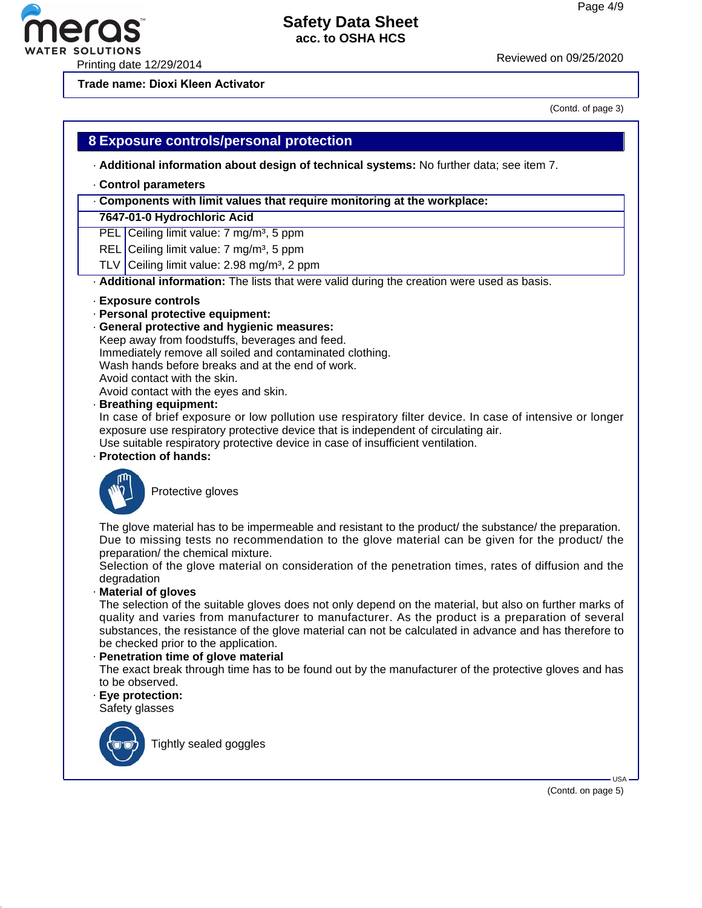**Trade name: Dioxi Kleen Activator**

(Contd. of page 3)

## 8 Exposure controls/personal protection

· **Additional information about design of technical systems:** No further data; see item 7.

· **Control parameters**

| · Components with limit values that require monitoring at the workplace: | |
|---|---|
| **7647-01-0 Hydrochloric Acid** | |
| PEL | Ceiling limit value: 7 mg/m³, 5 ppm |
| REL | Ceiling limit value: 7 mg/m³, 5 ppm |
| TLV | Ceiling limit value: 2.98 mg/m³, 2 ppm |

· **Additional information:** The lists that were valid during the creation were used as basis.

· **Exposure controls**
· **Personal protective equipment:**
· **General protective and hygienic measures:**
Keep away from foodstuffs, beverages and feed.
Immediately remove all soiled and contaminated clothing.
Wash hands before breaks and at the end of work.
Avoid contact with the skin.
Avoid contact with the eyes and skin.
· **Breathing equipment:**
In case of brief exposure or low pollution use respiratory filter device. In case of intensive or longer exposure use respiratory protective device that is independent of circulating air.
Use suitable respiratory protective device in case of insufficient ventilation.
· **Protection of hands:**

Protective gloves

The glove material has to be impermeable and resistant to the product/ the substance/ the preparation.
Due to missing tests no recommendation to the glove material can be given for the product/ the preparation/ the chemical mixture.
Selection of the glove material on consideration of the penetration times, rates of diffusion and the degradation
· **Material of gloves**
The selection of the suitable gloves does not only depend on the material, but also on further marks of quality and varies from manufacturer to manufacturer. As the product is a preparation of several substances, the resistance of the glove material can not be calculated in advance and has therefore to be checked prior to the application.
· **Penetration time of glove material**
The exact break through time has to be found out by the manufacturer of the protective gloves and has to be observed.
· **Eye protection:**
Safety glasses

Tightly sealed goggles

(Contd. on page 5)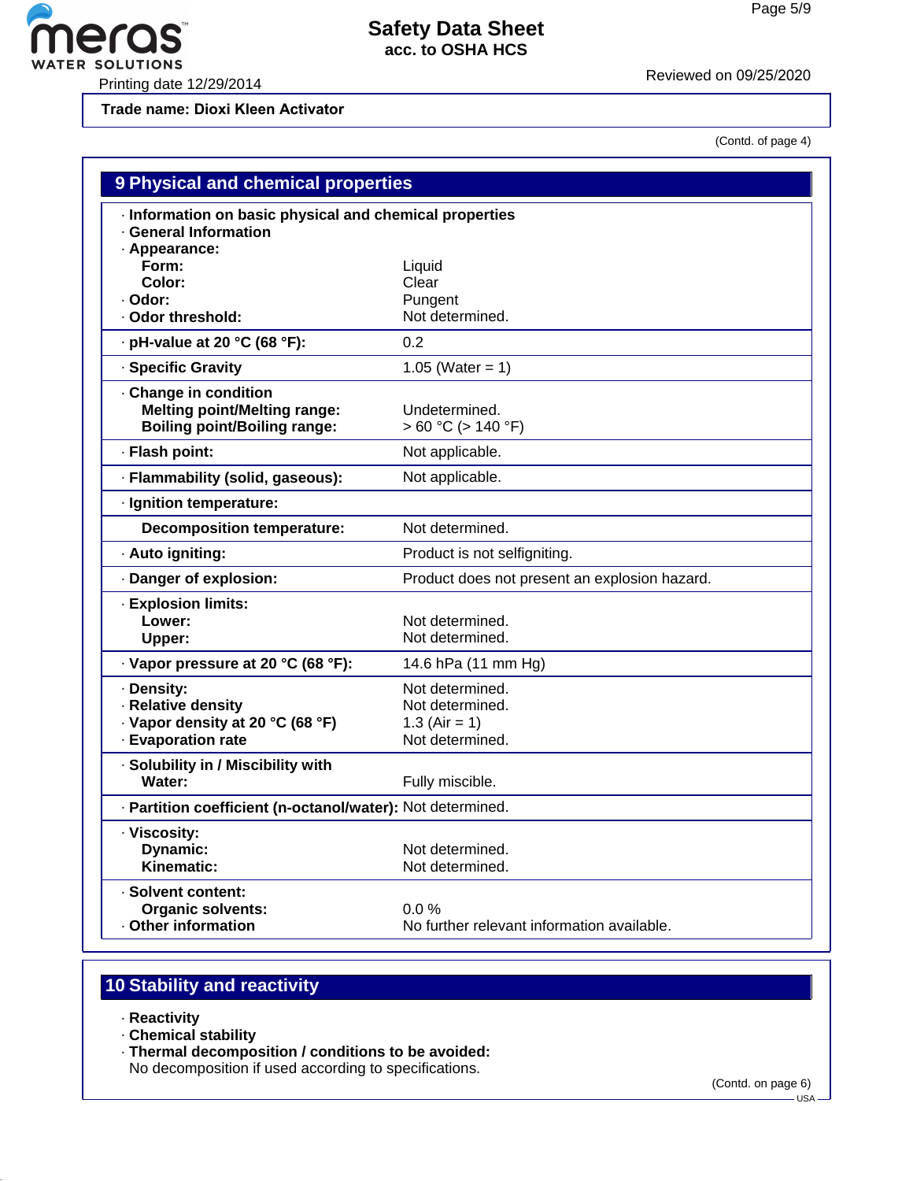Trade name: Diox i Kleen Activator

(Contd. of page 4)

## 9 Physical and chemical properties

| Property | Value |
|---|---|
| · **Information on basic physical and chemical properties** | |
| · **General Information** | |
| · **Appearance:** | |
| **Form:** | Liquid |
| **Color:** | Clear |
| · **Odor:** | Pungent |
| · **Odor threshold:** | Not determined. |
| · **pH-value at 20 °C (68 °F):** | 0.2 |
| · **Specific Gravity** | 1.05 (Water = 1) |
| · **Change in condition** | |
| **Melting point/Melting range:** | Undetermined. |
| **Boiling point/Boiling range:** | > 60 °C (> 140 °F) |
| · **Flash point:** | Not applicable. |
| · **Flammability (solid, gaseous):** | Not applicable. |
| · **Ignition temperature:** | |
| **Decomposition temperature:** | Not determined. |
| · **Auto igniting:** | Product is not selfigniting. |
| · **Danger of explosion:** | Product does not present an explosion hazard. |
| · **Explosion limits:** | |
| **Lower:** | Not determined. |
| **Upper:** | Not determined. |
| · **Vapor pressure at 20 °C (68 °F):** | 14.6 hPa (11 mm Hg) |
| · **Density:** | Not determined. |
| · **Relative density** | Not determined. |
| · **Vapor density at 20 °C (68 °F)** | 1.3 (Air = 1) |
| · **Evaporation rate** | Not determined. |
| · **Solubility in / Miscibility with** | |
| **Water:** | Fully miscible. |
| · **Partition coefficient (n-octanol/water):** | Not determined. |
| · **Viscosity:** | |
| **Dynamic:** | Not determined. |
| **Kinematic:** | Not determined. |
| · **Solvent content:** | |
| **Organic solvents:** | 0.0 % |
| · **Other information** | No further relevant information available. |

## 10 Stability and reactivity

· **Reactivity**
· **Chemical stability**
· **Thermal decomposition / conditions to be avoided:**
No decomposition if used according to specifications.

(Contd. on page 6)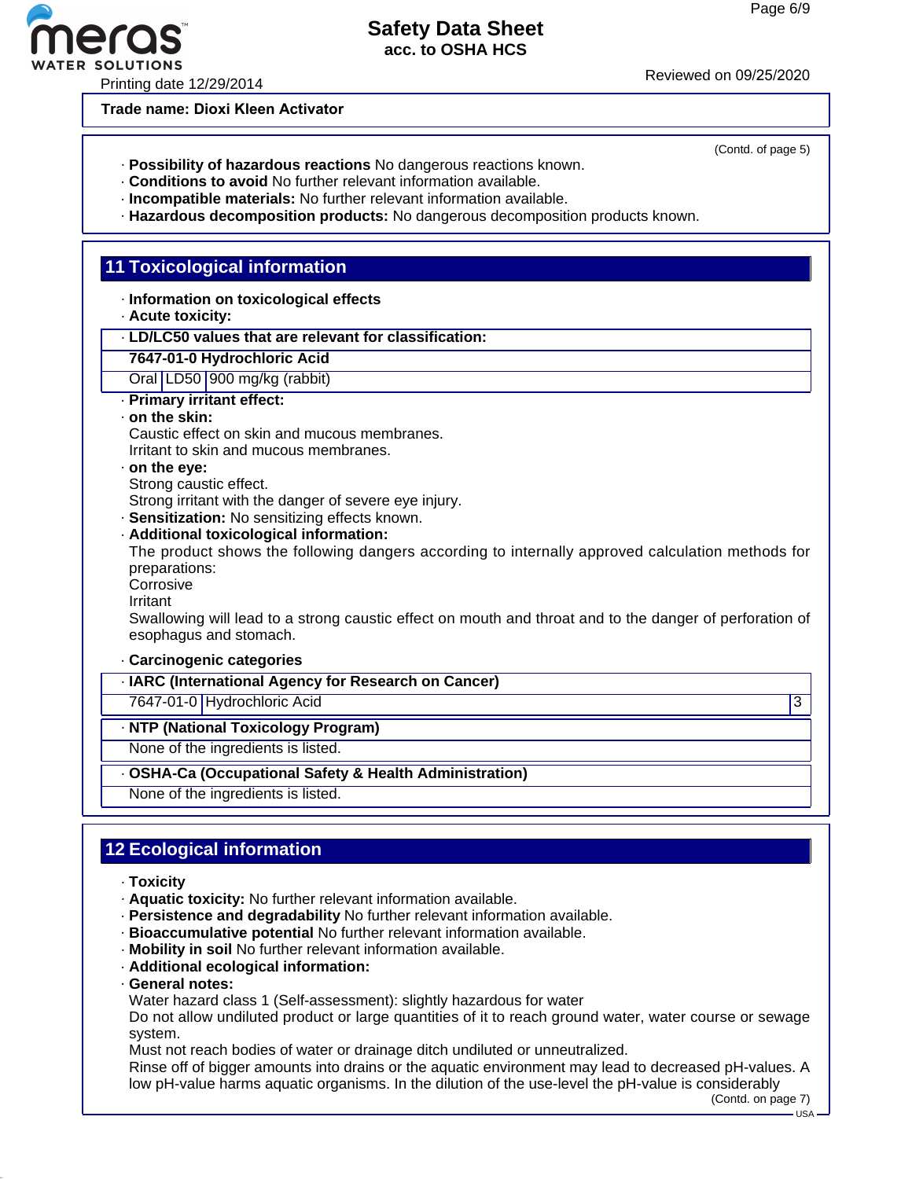Trade name: Dioxi Kleen Activator

(Contd. of page 5)

· **Possibility of hazardous reactions** No dangerous reactions known.
· **Conditions to avoid** No further relevant information available.
· **Incompatible materials:** No further relevant information available.
· **Hazardous decomposition products:** No dangerous decomposition products known.

## 11 Toxicological information

· **Information on toxicological effects**
· **Acute toxicity:**

| · LD/LC50 values that are relevant for classification: | | |
|---|---|---|
| **7647-01-0 Hydrochloric Acid** | | |
| Oral | LD50 | 900 mg/kg (rabbit) |

· **Primary irritant effect:**
· **on the skin:**
Caustic effect on skin and mucous membranes.
Irritant to skin and mucous membranes.
· **on the eye:**
Strong caustic effect.
Strong irritant with the danger of severe eye injury.
· **Sensitization:** No sensitizing effects known.
· **Additional toxicological information:**
The product shows the following dangers according to internally approved calculation methods for preparations:
Corrosive
Irritant
Swallowing will lead to a strong caustic effect on mouth and throat and to the danger of perforation of esophagus and stomach.

· **Carcinogenic categories**

| · IARC (International Agency for Research on Cancer) | | |
|---|---|---|
| 7647-01-0 | Hydrochloric Acid | 3 |

| · NTP (National Toxicology Program) |
|---|
| None of the ingredients is listed. |

| · OSHA-Ca (Occupational Safety & Health Administration) |
|---|
| None of the ingredients is listed. |

## 12 Ecological information

· **Toxicity**
· **Aquatic toxicity:** No further relevant information available.
· **Persistence and degradability** No further relevant information available.
· **Bioaccumulative potential** No further relevant information available.
· **Mobility in soil** No further relevant information available.
· **Additional ecological information:**
· **General notes:**
Water hazard class 1 (Self-assessment): slightly hazardous for water
Do not allow undiluted product or large quantities of it to reach ground water, water course or sewage system.
Must not reach bodies of water or drainage ditch undiluted or unneutralized.
Rinse off of bigger amounts into drains or the aquatic environment may lead to decreased pH-values. A low pH-value harms aquatic organisms. In the dilution of the use-level the pH-value is considerably

(Contd. on page 7)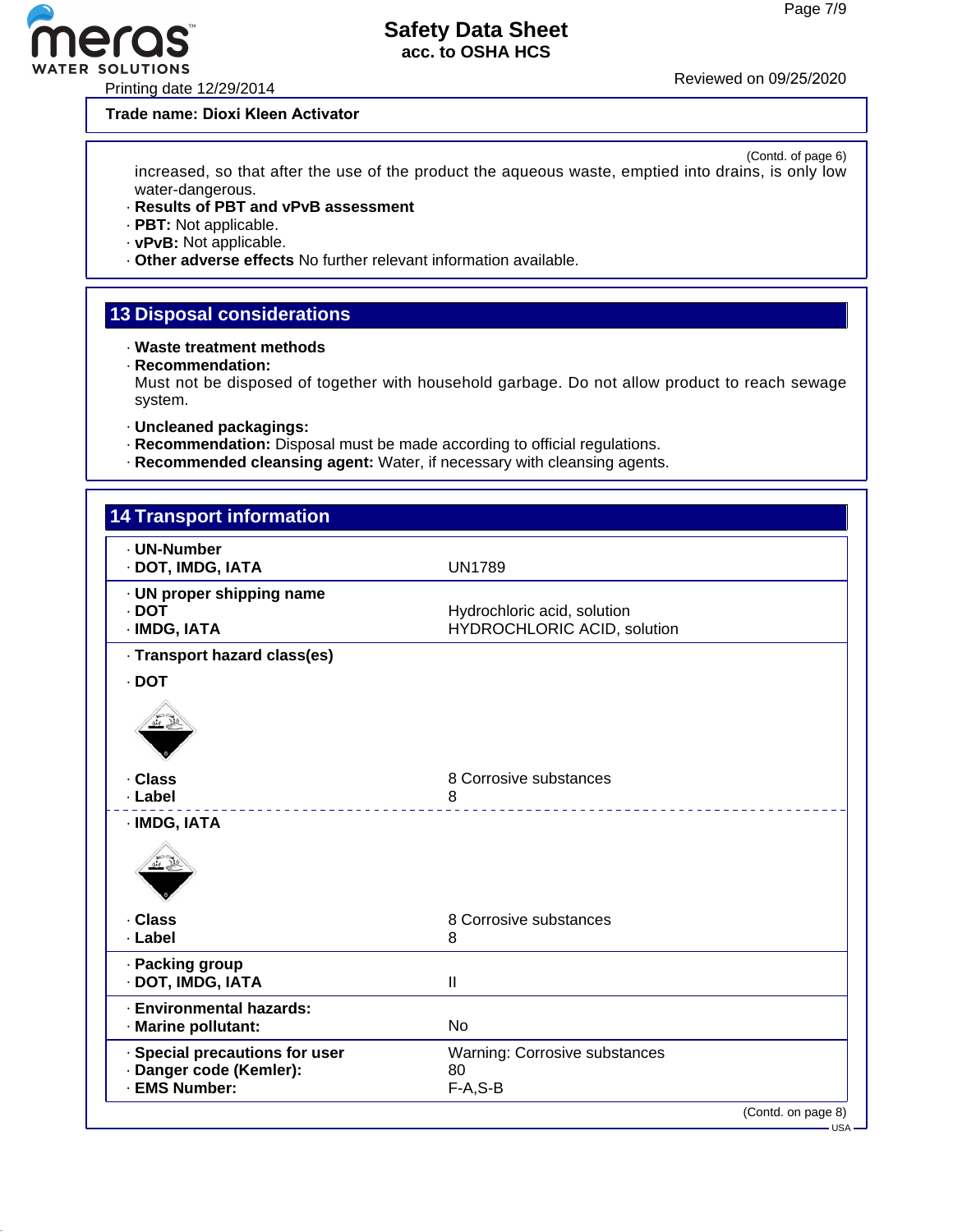Trade name: Diox Kleen Activator

(Contd. of page 6)

increased, so that after the use of the product the aqueous waste, emptied into drains, is only low water-dangerous.

· **Results of PBT and vPvB assessment**
· **PBT:** Not applicable.
· **vPvB:** Not applicable.
· **Other adverse effects** No further relevant information available.

## 13 Disposal considerations

· **Waste treatment methods**
· **Recommendation:**
Must not be disposed of together with household garbage. Do not allow product to reach sewage system.

· **Uncleaned packagings:**
· **Recommendation:** Disposal must be made according to official regulations.
· **Recommended cleansing agent:** Water, if necessary with cleansing agents.

## 14 Transport information

| | |
|---|---|
| · **UN-Number** | |
| · **DOT, IMDG, IATA** | UN1789 |
| · **UN proper shipping name** | |
| · **DOT** | Hydrochloric acid, solution |
| · **IMDG, IATA** | HYDROCHLORIC ACID, solution |
| · **Transport hazard class(es)** | |
| · **DOT** | |
| · **Class** | 8 Corrosive substances |
| · **Label** | 8 |
| · **IMDG, IATA** | |
| · **Class** | 8 Corrosive substances |
| · **Label** | 8 |
| · **Packing group** | |
| · **DOT, IMDG, IATA** | II |
| · **Environmental hazards:** | |
| · **Marine pollutant:** | No |
| · **Special precautions for user** | Warning: Corrosive substances |
| · **Danger code (Kemler):** | 80 |
| · **EMS Number:** | F-A,S-B |

(Contd. on page 8)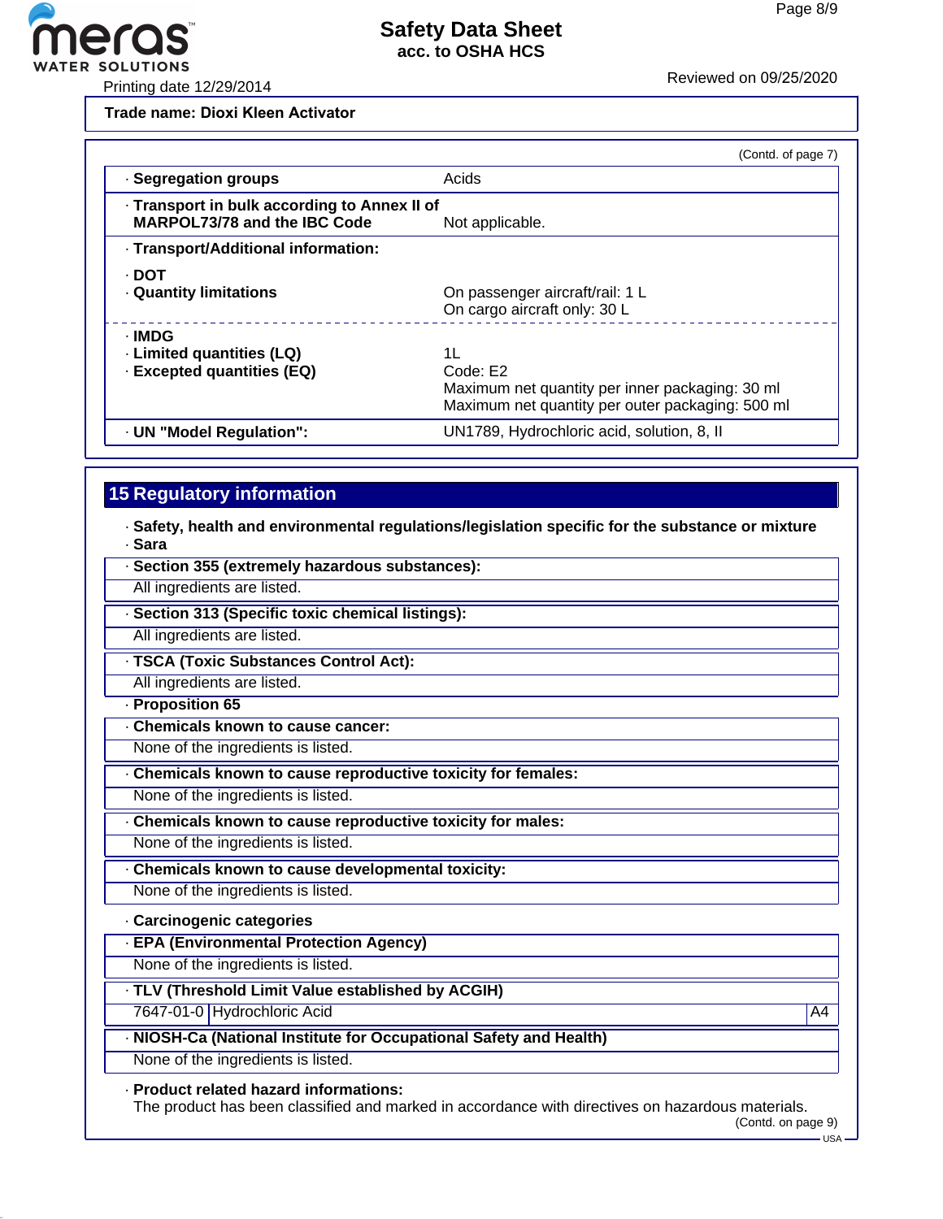**Trade name: Diox​i Kleen Activator**

(Contd. of page 7)

| | |
|---|---|
| · **Segregation groups** | Acids |
| · **Transport in bulk according to Annex II of MARPOL73/78 and the IBC Code** | Not applicable. |
| · **Transport/Additional information:** | |
| · **DOT** | |
| · **Quantity limitations** | On passenger aircraft/rail: 1 L<br>On cargo aircraft only: 30 L |
| · **IMDG** | |
| · **Limited quantities (LQ)** | 1L |
| · **Excepted quantities (EQ)** | Code: E2<br>Maximum net quantity per inner packaging: 30 ml<br>Maximum net quantity per outer packaging: 500 ml |
| · **UN "Model Regulation":** | UN1789, Hydrochloric acid, solution, 8, II |

## 15 Regulatory information

· **Safety, health and environmental regulations/legislation specific for the substance or mixture**

· **Sara**

· **Section 355 (extremely hazardous substances):**

All ingredients are listed.

· **Section 313 (Specific toxic chemical listings):**

All ingredients are listed.

· **TSCA (Toxic Substances Control Act):**

All ingredients are listed.

· **Proposition 65**

· **Chemicals known to cause cancer:**

None of the ingredients is listed.

· **Chemicals known to cause reproductive toxicity for females:**

None of the ingredients is listed.

· **Chemicals known to cause reproductive toxicity for males:**

None of the ingredients is listed.

· **Chemicals known to cause developmental toxicity:**

None of the ingredients is listed.

· **Carcinogenic categories**

· **EPA (Environmental Protection Agency)**

None of the ingredients is listed.

· **TLV (Threshold Limit Value established by ACGIH)**

| | | |
|---|---|---|
| 7647-01-0 | Hydrochloric Acid | A4 |

· **NIOSH-Ca (National Institute for Occupational Safety and Health)**

None of the ingredients is listed.

· **Product related hazard informations:**

The product has been classified and marked in accordance with directives on hazardous materials.

(Contd. on page 9)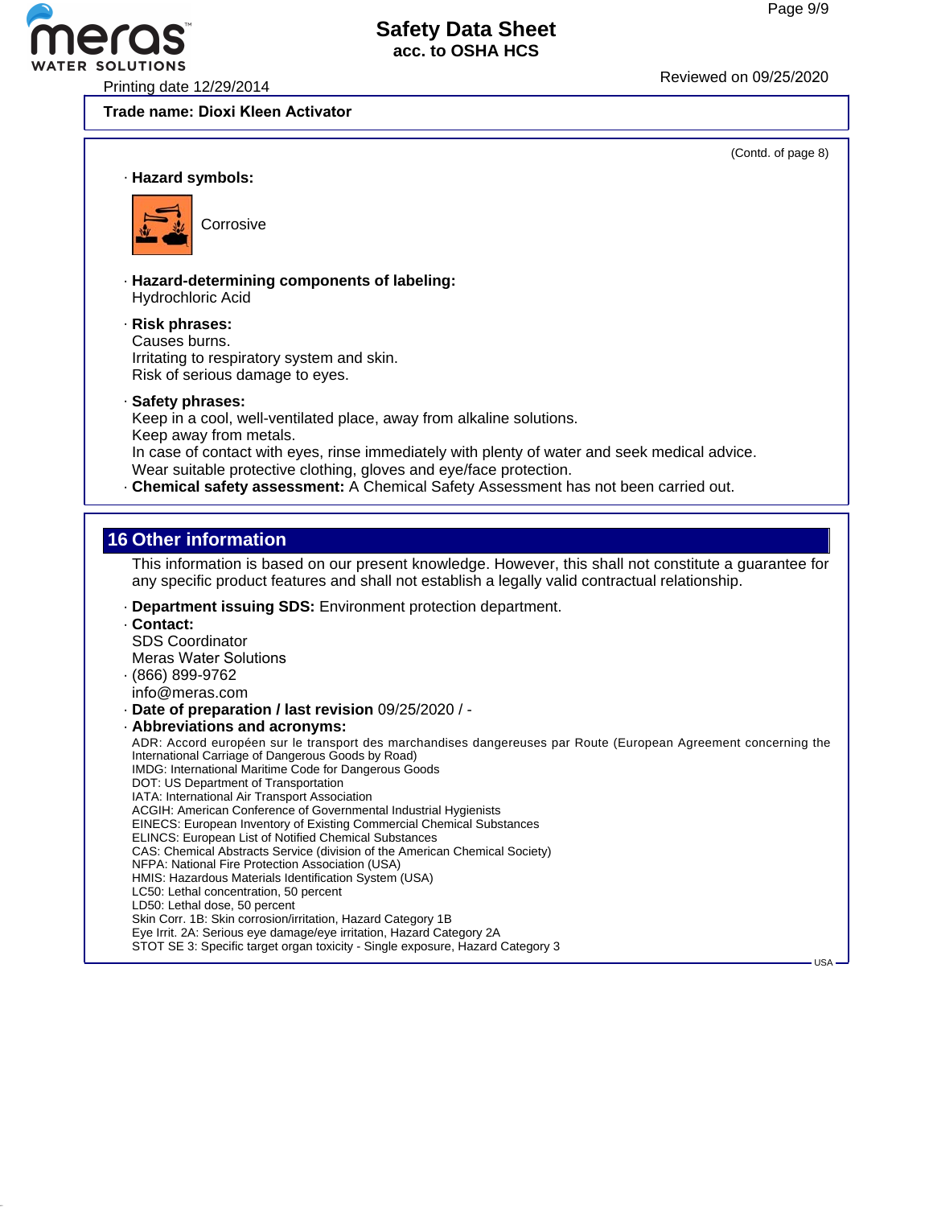Trade name: Dioxi Kleen Activator

(Contd. of page 8)

· **Hazard symbols:**

Corrosive

· **Hazard-determining components of labeling:**
Hydrochloric Acid

· **Risk phrases:**
Causes burns.
Irritating to respiratory system and skin.
Risk of serious damage to eyes.

· **Safety phrases:**
Keep in a cool, well-ventilated place, away from alkaline solutions.
Keep away from metals.
In case of contact with eyes, rinse immediately with plenty of water and seek medical advice.
Wear suitable protective clothing, gloves and eye/face protection.

· **Chemical safety assessment:** A Chemical Safety Assessment has not been carried out.

## 16 Other information

This information is based on our present knowledge. However, this shall not constitute a guarantee for any specific product features and shall not establish a legally valid contractual relationship.

· **Department issuing SDS:** Environment protection department.
· **Contact:**
SDS Coordinator
Meras Water Solutions
· (866) 899-9762
info@meras.com
· **Date of preparation / last revision** 09/25/2020 / -
· **Abbreviations and acronyms:**
ADR: Accord européen sur le transport des marchandises dangereuses par Route (European Agreement concerning the International Carriage of Dangerous Goods by Road)
IMDG: International Maritime Code for Dangerous Goods
DOT: US Department of Transportation
IATA: International Air Transport Association
ACGIH: American Conference of Governmental Industrial Hygienists
EINECS: European Inventory of Existing Commercial Chemical Substances
ELINCS: European List of Notified Chemical Substances
CAS: Chemical Abstracts Service (division of the American Chemical Society)
NFPA: National Fire Protection Association (USA)
HMIS: Hazardous Materials Identification System (USA)
LC50: Lethal concentration, 50 percent
LD50: Lethal dose, 50 percent
Skin Corr. 1B: Skin corrosion/irritation, Hazard Category 1B
Eye Irrit. 2A: Serious eye damage/eye irritation, Hazard Category 2A
STOT SE 3: Specific target organ toxicity - Single exposure, Hazard Category 3

USA